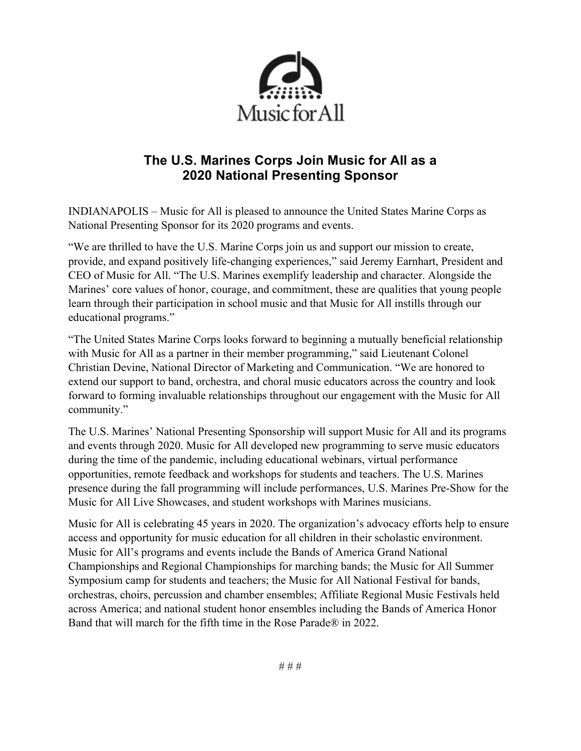Music for All

# The U.S. Marines Corps Join Music for All as a 2020 National Presenting Sponsor

INDIANAPOLIS – Music for All is pleased to announce the United States Marine Corps as National Presenting Sponsor for its 2020 programs and events.

"We are thrilled to have the U.S. Marine Corps join us and support our mission to create, provide, and expand positively life-changing experiences," said Jeremy Earnhart, President and CEO of Music for All. "The U.S. Marines exemplify leadership and character. Alongside the Marines' core values of honor, courage, and commitment, these are qualities that young people learn through their participation in school music and that Music for All instills through our educational programs."

"The United States Marine Corps looks forward to beginning a mutually beneficial relationship with Music for All as a partner in their member programming," said Lieutenant Colonel Christian Devine, National Director of Marketing and Communication. "We are honored to extend our support to band, orchestra, and choral music educators across the country and look forward to forming invaluable relationships throughout our engagement with the Music for All community."

The U.S. Marines' National Presenting Sponsorship will support Music for All and its programs and events through 2020. Music for All developed new programming to serve music educators during the time of the pandemic, including educational webinars, virtual performance opportunities, remote feedback and workshops for students and teachers. The U.S. Marines presence during the fall programming will include performances, U.S. Marines Pre-Show for the Music for All Live Showcases, and student workshops with Marines musicians.

Music for All is celebrating 45 years in 2020. The organization's advocacy efforts help to ensure access and opportunity for music education for all children in their scholastic environment. Music for All's programs and events include the Bands of America Grand National Championships and Regional Championships for marching bands; the Music for All Summer Symposium camp for students and teachers; the Music for All National Festival for bands, orchestras, choirs, percussion and chamber ensembles; Affiliate Regional Music Festivals held across America; and national student honor ensembles including the Bands of America Honor Band that will march for the fifth time in the Rose Parade® in 2022.

# # #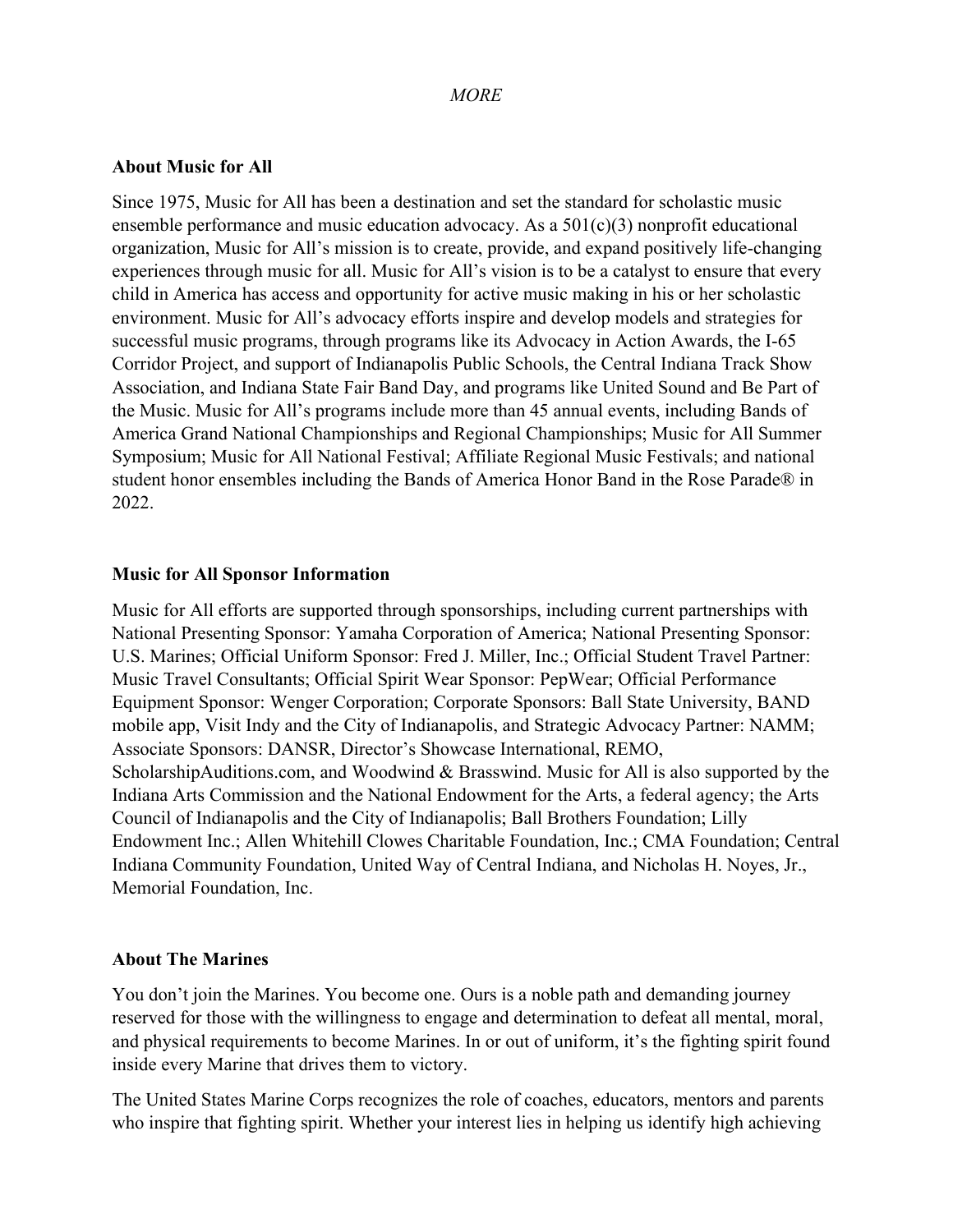*MORE*

**About Music for All**

Since 1975, Music for All has been a destination and set the standard for scholastic music ensemble performance and music education advocacy. As a 501(c)(3) nonprofit educational organization, Music for All's mission is to create, provide, and expand positively life-changing experiences through music for all. Music for All's vision is to be a catalyst to ensure that every child in America has access and opportunity for active music making in his or her scholastic environment. Music for All's advocacy efforts inspire and develop models and strategies for successful music programs, through programs like its Advocacy in Action Awards, the I-65 Corridor Project, and support of Indianapolis Public Schools, the Central Indiana Track Show Association, and Indiana State Fair Band Day, and programs like United Sound and Be Part of the Music. Music for All's programs include more than 45 annual events, including Bands of America Grand National Championships and Regional Championships; Music for All Summer Symposium; Music for All National Festival; Affiliate Regional Music Festivals; and national student honor ensembles including the Bands of America Honor Band in the Rose Parade® in 2022.

**Music for All Sponsor Information**

Music for All efforts are supported through sponsorships, including current partnerships with National Presenting Sponsor: Yamaha Corporation of America; National Presenting Sponsor: U.S. Marines; Official Uniform Sponsor: Fred J. Miller, Inc.; Official Student Travel Partner: Music Travel Consultants; Official Spirit Wear Sponsor: PepWear; Official Performance Equipment Sponsor: Wenger Corporation; Corporate Sponsors: Ball State University, BAND mobile app, Visit Indy and the City of Indianapolis, and Strategic Advocacy Partner: NAMM; Associate Sponsors: DANSR, Director's Showcase International, REMO, ScholarshipAuditions.com, and Woodwind & Brasswind. Music for All is also supported by the Indiana Arts Commission and the National Endowment for the Arts, a federal agency; the Arts Council of Indianapolis and the City of Indianapolis; Ball Brothers Foundation; Lilly Endowment Inc.; Allen Whitehill Clowes Charitable Foundation, Inc.; CMA Foundation; Central Indiana Community Foundation, United Way of Central Indiana, and Nicholas H. Noyes, Jr., Memorial Foundation, Inc.

**About The Marines**

You don't join the Marines. You become one. Ours is a noble path and demanding journey reserved for those with the willingness to engage and determination to defeat all mental, moral, and physical requirements to become Marines. In or out of uniform, it's the fighting spirit found inside every Marine that drives them to victory.

The United States Marine Corps recognizes the role of coaches, educators, mentors and parents who inspire that fighting spirit. Whether your interest lies in helping us identify high achieving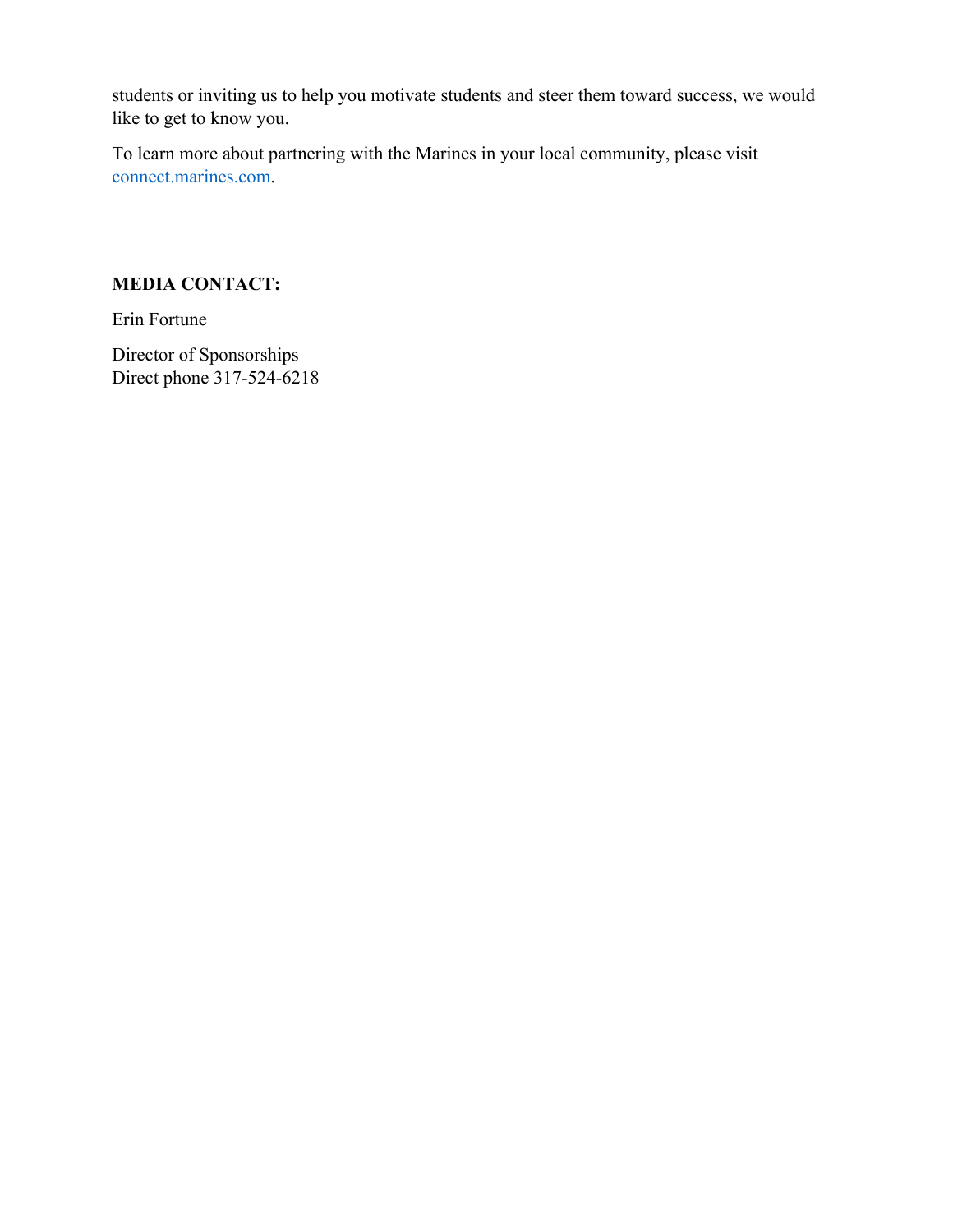students or inviting us to help you motivate students and steer them toward success, we would like to get to know you.

To learn more about partnering with the Marines in your local community, please visit [connect.marines.com](connect.marines.com).

**MEDIA CONTACT:**

Erin Fortune

Director of Sponsorships
Direct phone 317-524-6218